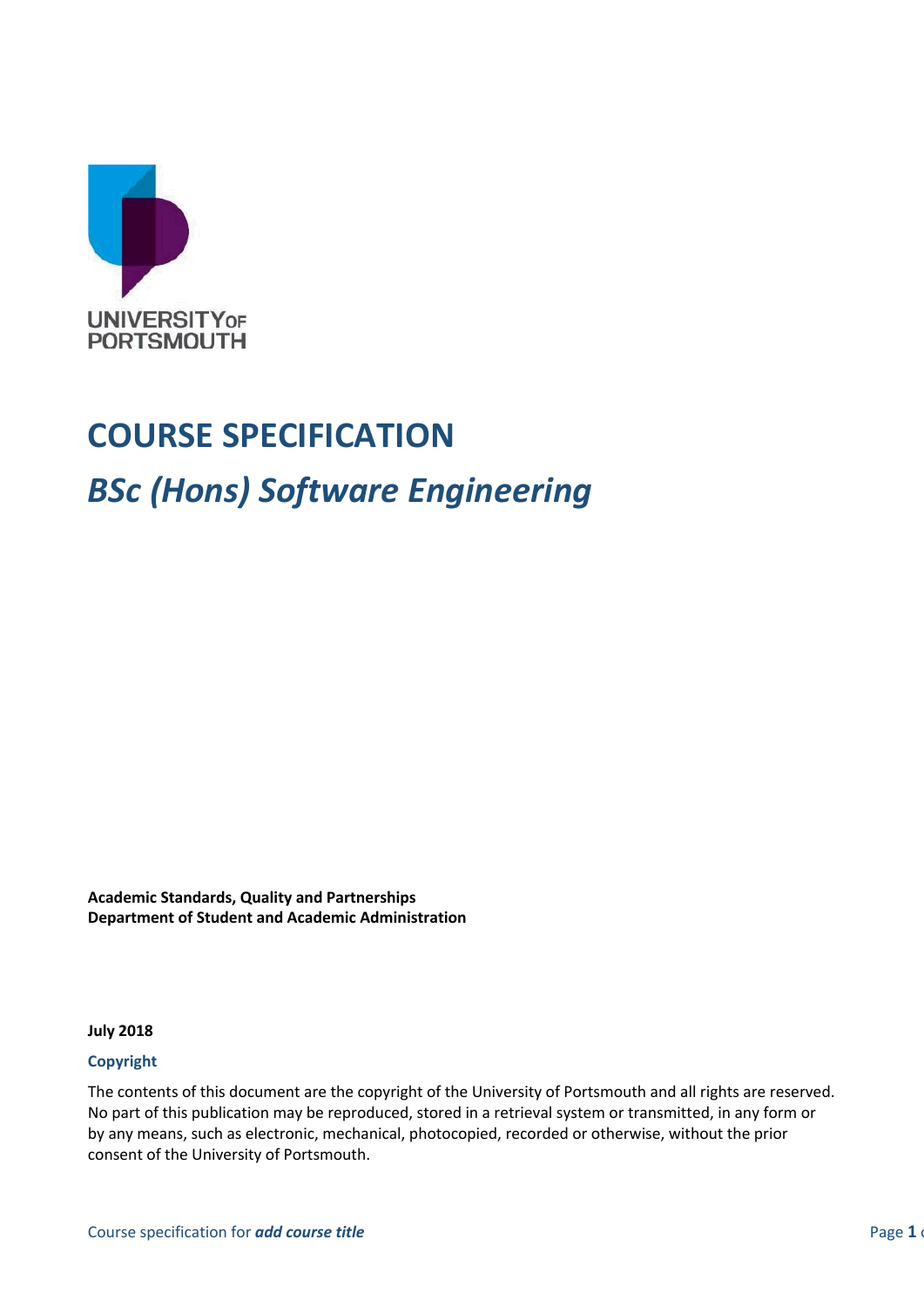UNIVERSITY OF PORTSMOUTH

# COURSE SPECIFICATION

## *BSc (Hons) Software Engineering*

**Academic Standards, Quality and Partnerships**
**Department of Student and Academic Administration**

**July 2018**

### Copyright

The contents of this document are the copyright of the University of Portsmouth and all rights are reserved. No part of this publication may be reproduced, stored in a retrieval system or transmitted, in any form or by any means, such as electronic, mechanical, photocopied, recorded or otherwise, without the prior consent of the University of Portsmouth.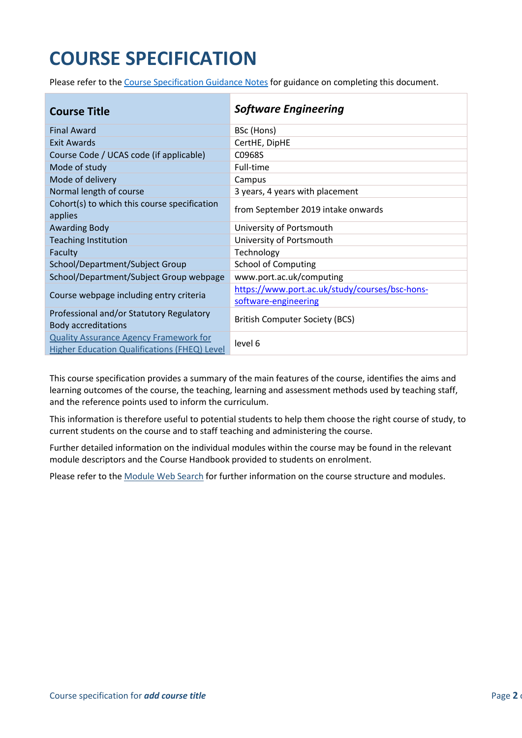# COURSE SPECIFICATION

Please refer to the [Course Specification Guidance Notes]() for guidance on completing this document.

| **Course Title** | ***Software Engineering*** |
|---|---|
| Final Award | BSc (Hons) |
| Exit Awards | CertHE, DipHE |
| Course Code / UCAS code (if applicable) | C0968S |
| Mode of study | Full-time |
| Mode of delivery | Campus |
| Normal length of course | 3 years, 4 years with placement |
| Cohort(s) to which this course specification applies | from September 2019 intake onwards |
| Awarding Body | University of Portsmouth |
| Teaching Institution | University of Portsmouth |
| Faculty | Technology |
| School/Department/Subject Group | School of Computing |
| School/Department/Subject Group webpage | www.port.ac.uk/computing |
| Course webpage including entry criteria | https://www.port.ac.uk/study/courses/bsc-hons-software-engineering |
| Professional and/or Statutory Regulatory Body accreditations | British Computer Society (BCS) |
| Quality Assurance Agency Framework for Higher Education Qualifications (FHEQ) Level | level 6 |

This course specification provides a summary of the main features of the course, identifies the aims and learning outcomes of the course, the teaching, learning and assessment methods used by teaching staff, and the reference points used to inform the curriculum.

This information is therefore useful to potential students to help them choose the right course of study, to current students on the course and to staff teaching and administering the course.

Further detailed information on the individual modules within the course may be found in the relevant module descriptors and the Course Handbook provided to students on enrolment.

Please refer to the [Module Web Search]() for further information on the course structure and modules.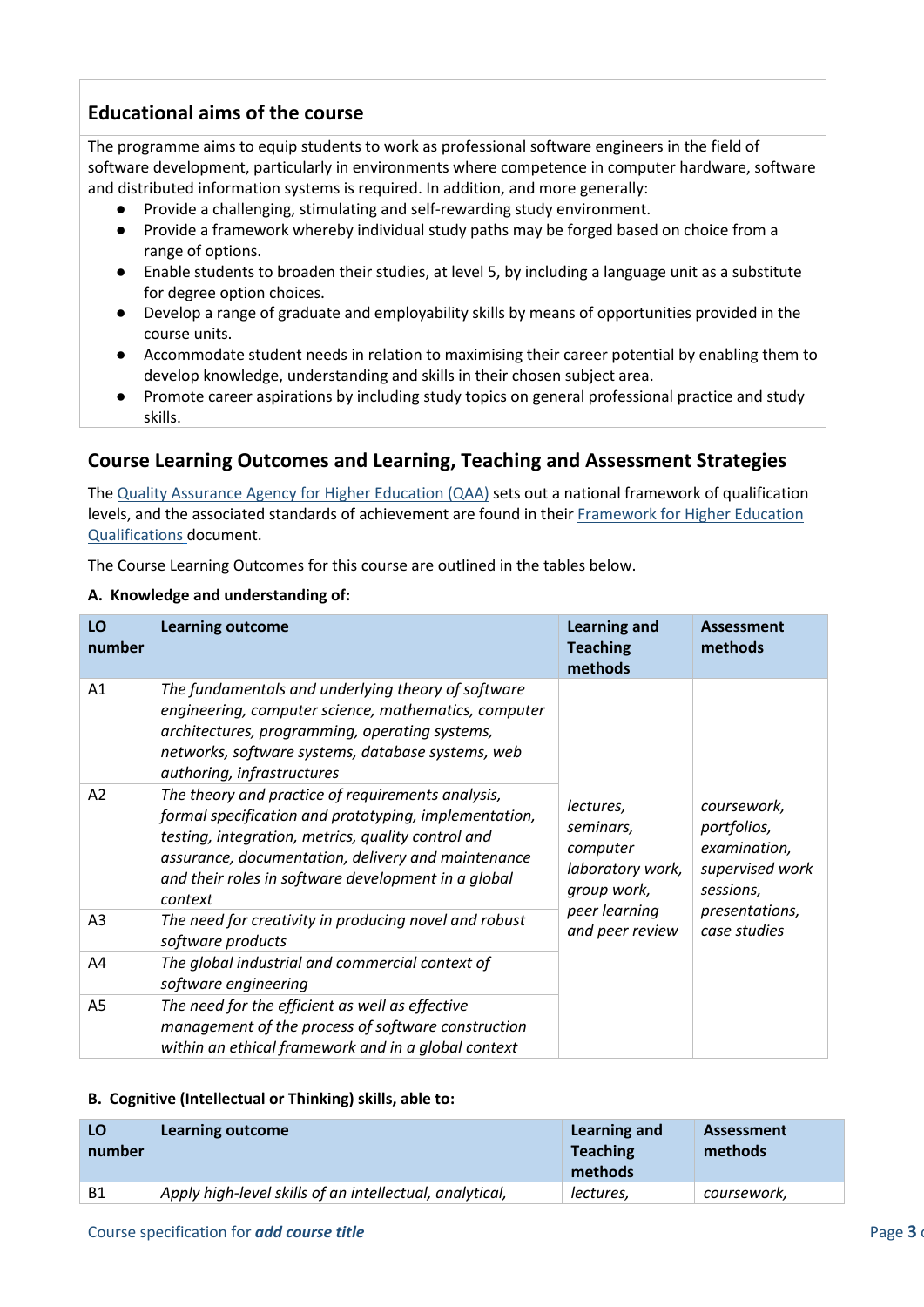## Educational aims of the course

The programme aims to equip students to work as professional software engineers in the field of software development, particularly in environments where competence in computer hardware, software and distributed information systems is required. In addition, and more generally:

- Provide a challenging, stimulating and self-rewarding study environment.
- Provide a framework whereby individual study paths may be forged based on choice from a range of options.
- Enable students to broaden their studies, at level 5, by including a language unit as a substitute for degree option choices.
- Develop a range of graduate and employability skills by means of opportunities provided in the course units.
- Accommodate student needs in relation to maximising their career potential by enabling them to develop knowledge, understanding and skills in their chosen subject area.
- Promote career aspirations by including study topics on general professional practice and study skills.

## Course Learning Outcomes and Learning, Teaching and Assessment Strategies

The Quality Assurance Agency for Higher Education (QAA) sets out a national framework of qualification levels, and the associated standards of achievement are found in their Framework for Higher Education Qualifications document.

The Course Learning Outcomes for this course are outlined in the tables below.

**A. Knowledge and understanding of:**

| LO number | Learning outcome | Learning and Teaching methods | Assessment methods |
|---|---|---|---|
| A1 | *The fundamentals and underlying theory of software engineering, computer science, mathematics, computer architectures, programming, operating systems, networks, software systems, database systems, web authoring, infrastructures* | *lectures, seminars, computer laboratory work, group work, peer learning and peer review* | *coursework, portfolios, examination, supervised work sessions, presentations, case studies* |
| A2 | *The theory and practice of requirements analysis, formal specification and prototyping, implementation, testing, integration, metrics, quality control and assurance, documentation, delivery and maintenance and their roles in software development in a global context* | | |
| A3 | *The need for creativity in producing novel and robust software products* | | |
| A4 | *The global industrial and commercial context of software engineering* | | |
| A5 | *The need for the efficient as well as effective management of the process of software construction within an ethical framework and in a global context* | | |

**B. Cognitive (Intellectual or Thinking) skills, able to:**

| LO number | Learning outcome | Learning and Teaching methods | Assessment methods |
|---|---|---|---|
| B1 | *Apply high-level skills of an intellectual, analytical,* | *lectures,* | *coursework,* |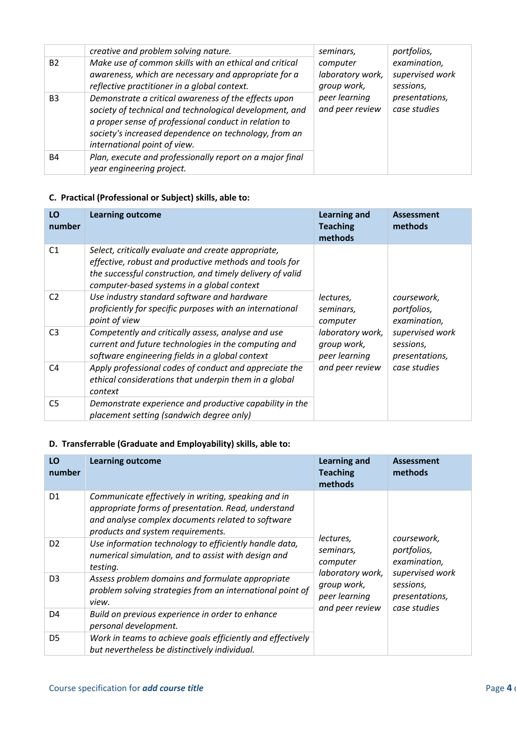| | | | |
|---|---|---|---|
| | *creative and problem solving nature.* | *seminars, computer laboratory work, group work, peer learning and peer review* | *portfolios, examination, supervised work sessions, presentations, case studies* |
| B2 | *Make use of common skills with an ethical and critical awareness, which are necessary and appropriate for a reflective practitioner in a global context.* | | |
| B3 | *Demonstrate a critical awareness of the effects upon society of technical and technological development, and a proper sense of professional conduct in relation to society's increased dependence on technology, from an international point of view.* | | |
| B4 | *Plan, execute and professionally report on a major final year engineering project.* | | |

### C. Practical (Professional or Subject) skills, able to:

| LO number | Learning outcome | Learning and Teaching methods | Assessment methods |
|---|---|---|---|
| C1 | *Select, critically evaluate and create appropriate, effective, robust and productive methods and tools for the successful construction, and timely delivery of valid computer-based systems in a global context* | *lectures, seminars, computer laboratory work, group work, peer learning and peer review* | *coursework, portfolios, examination, supervised work sessions, presentations, case studies* |
| C2 | *Use industry standard software and hardware proficiently for specific purposes with an international point of view* | | |
| C3 | *Competently and critically assess, analyse and use current and future technologies in the computing and software engineering fields in a global context* | | |
| C4 | *Apply professional codes of conduct and appreciate the ethical considerations that underpin them in a global context* | | |
| C5 | *Demonstrate experience and productive capability in the placement setting (sandwich degree only)* | | |

### D. Transferrable (Graduate and Employability) skills, able to:

| LO number | Learning outcome | Learning and Teaching methods | Assessment methods |
|---|---|---|---|
| D1 | *Communicate effectively in writing, speaking and in appropriate forms of presentation. Read, understand and analyse complex documents related to software products and system requirements.* | *lectures, seminars, computer laboratory work, group work, peer learning and peer review* | *coursework, portfolios, examination, supervised work sessions, presentations, case studies* |
| D2 | *Use information technology to efficiently handle data, numerical simulation, and to assist with design and testing.* | | |
| D3 | *Assess problem domains and formulate appropriate problem solving strategies from an international point of view.* | | |
| D4 | *Build on previous experience in order to enhance personal development.* | | |
| D5 | *Work in teams to achieve goals efficiently and effectively but nevertheless be distinctively individual.* | | |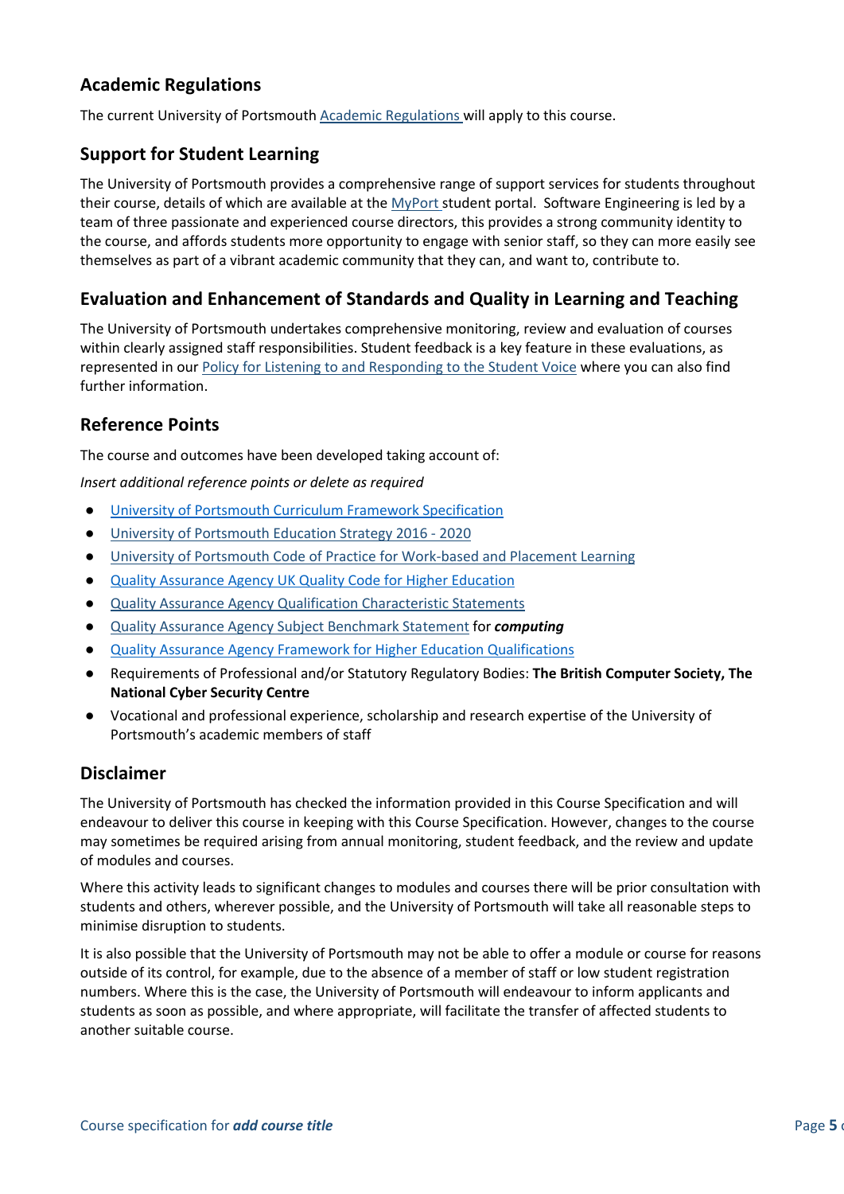## Academic Regulations

The current University of Portsmouth Academic Regulations will apply to this course.

## Support for Student Learning

The University of Portsmouth provides a comprehensive range of support services for students throughout their course, details of which are available at the MyPort student portal. Software Engineering is led by a team of three passionate and experienced course directors, this provides a strong community identity to the course, and affords students more opportunity to engage with senior staff, so they can more easily see themselves as part of a vibrant academic community that they can, and want to, contribute to.

## Evaluation and Enhancement of Standards and Quality in Learning and Teaching

The University of Portsmouth undertakes comprehensive monitoring, review and evaluation of courses within clearly assigned staff responsibilities. Student feedback is a key feature in these evaluations, as represented in our Policy for Listening to and Responding to the Student Voice where you can also find further information.

## Reference Points

The course and outcomes have been developed taking account of:

*Insert additional reference points or delete as required*

- University of Portsmouth Curriculum Framework Specification
- University of Portsmouth Education Strategy 2016 - 2020
- University of Portsmouth Code of Practice for Work-based and Placement Learning
- Quality Assurance Agency UK Quality Code for Higher Education
- Quality Assurance Agency Qualification Characteristic Statements
- Quality Assurance Agency Subject Benchmark Statement for ***computing***
- Quality Assurance Agency Framework for Higher Education Qualifications
- Requirements of Professional and/or Statutory Regulatory Bodies: **The British Computer Society, The National Cyber Security Centre**
- Vocational and professional experience, scholarship and research expertise of the University of Portsmouth's academic members of staff

## Disclaimer

The University of Portsmouth has checked the information provided in this Course Specification and will endeavour to deliver this course in keeping with this Course Specification. However, changes to the course may sometimes be required arising from annual monitoring, student feedback, and the review and update of modules and courses.

Where this activity leads to significant changes to modules and courses there will be prior consultation with students and others, wherever possible, and the University of Portsmouth will take all reasonable steps to minimise disruption to students.

It is also possible that the University of Portsmouth may not be able to offer a module or course for reasons outside of its control, for example, due to the absence of a member of staff or low student registration numbers. Where this is the case, the University of Portsmouth will endeavour to inform applicants and students as soon as possible, and where appropriate, will facilitate the transfer of affected students to another suitable course.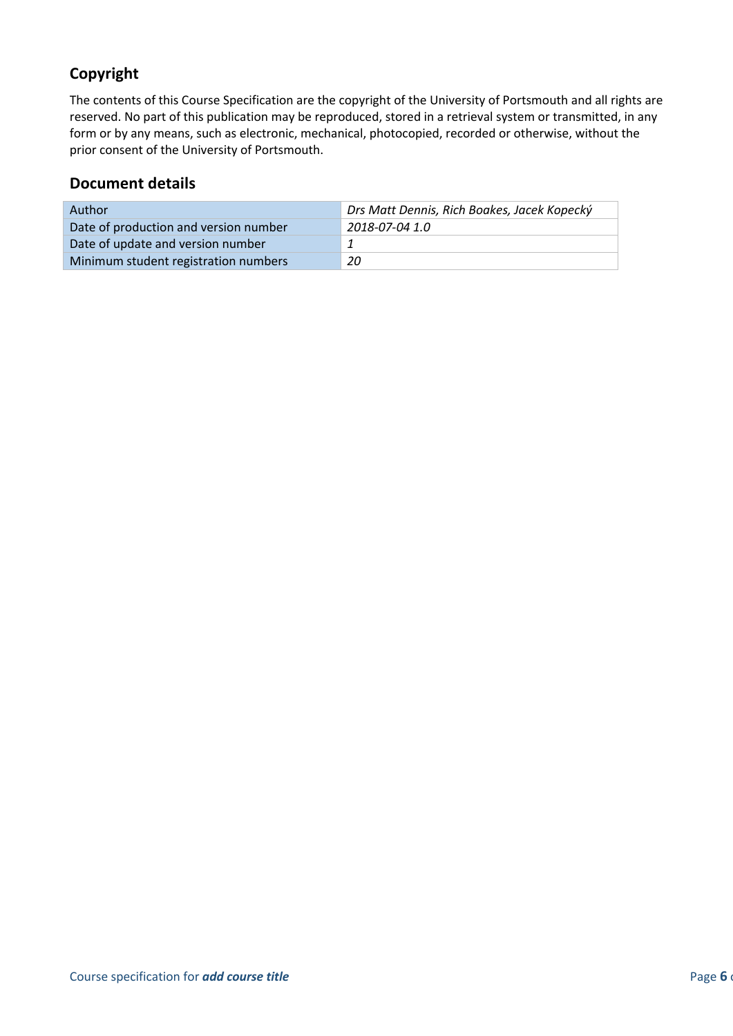## Copyright

The contents of this Course Specification are the copyright of the University of Portsmouth and all rights are reserved. No part of this publication may be reproduced, stored in a retrieval system or transmitted, in any form or by any means, such as electronic, mechanical, photocopied, recorded or otherwise, without the prior consent of the University of Portsmouth.

## Document details

| | |
|---|---|
| Author | *Drs Matt Dennis, Rich Boakes, Jacek Kopecký* |
| Date of production and version number | *2018-07-04 1.0* |
| Date of update and version number | *1* |
| Minimum student registration numbers | *20* |